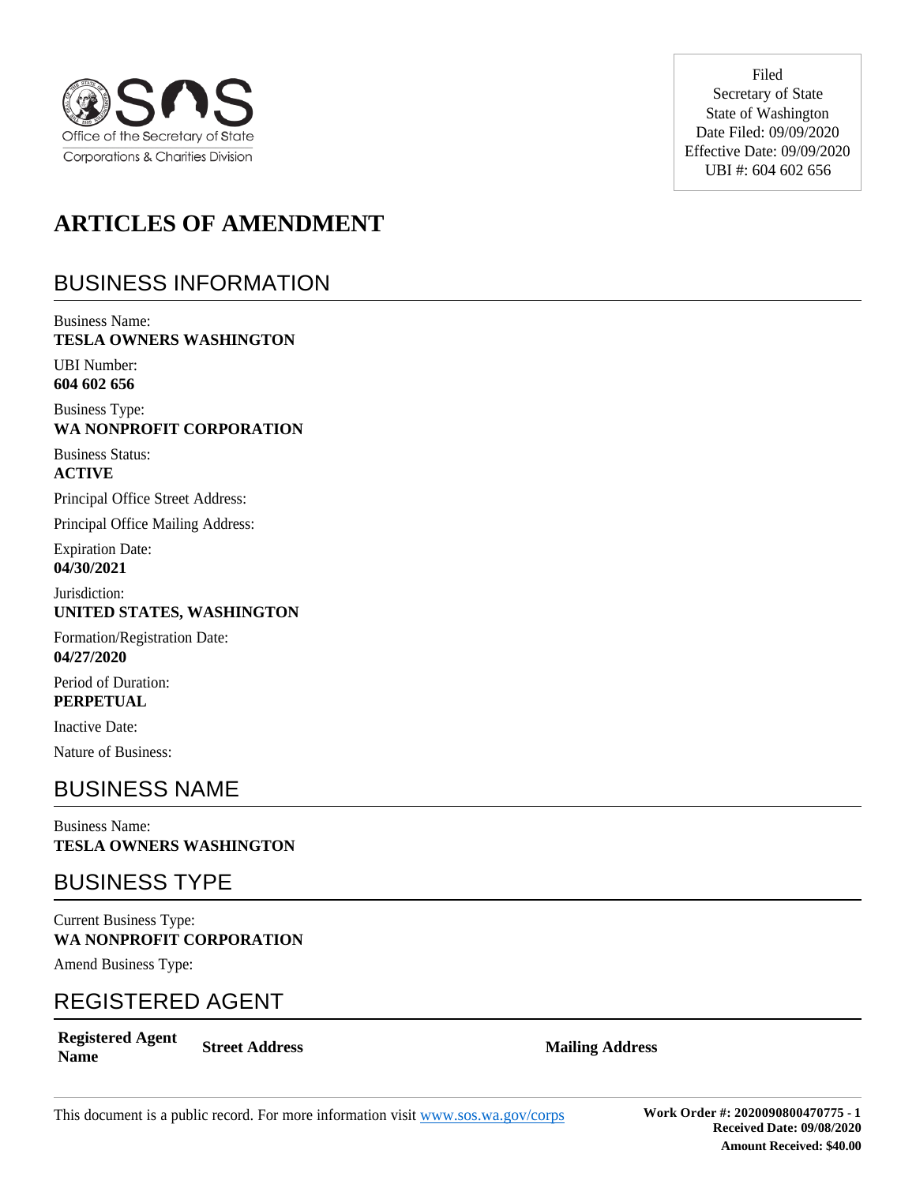Office of the Secretary of State
Corporations & Charities Division

Filed
Secretary of State
State of Washington
Date Filed: 09/09/2020
Effective Date: 09/09/2020
UBI #: 604 602 656

# ARTICLES OF AMENDMENT

## BUSINESS INFORMATION

Business Name:
**TESLA OWNERS WASHINGTON**

UBI Number:
**604 602 656**

Business Type:
**WA NONPROFIT CORPORATION**

Business Status:
**ACTIVE**

Principal Office Street Address:

Principal Office Mailing Address:

Expiration Date:
**04/30/2021**

Jurisdiction:
**UNITED STATES, WASHINGTON**

Formation/Registration Date:
**04/27/2020**

Period of Duration:
**PERPETUAL**

Inactive Date:

Nature of Business:

## BUSINESS NAME

Business Name:
**TESLA OWNERS WASHINGTON**

## BUSINESS TYPE

Current Business Type:
**WA NONPROFIT CORPORATION**

Amend Business Type:

## REGISTERED AGENT

| Registered Agent Name | Street Address | Mailing Address |
|---|---|---|

This document is a public record. For more information visit www.sos.wa.gov/corps

**Work Order #: 2020090800470775 - 1**
**Received Date: 09/08/2020**
**Amount Received: $40.00**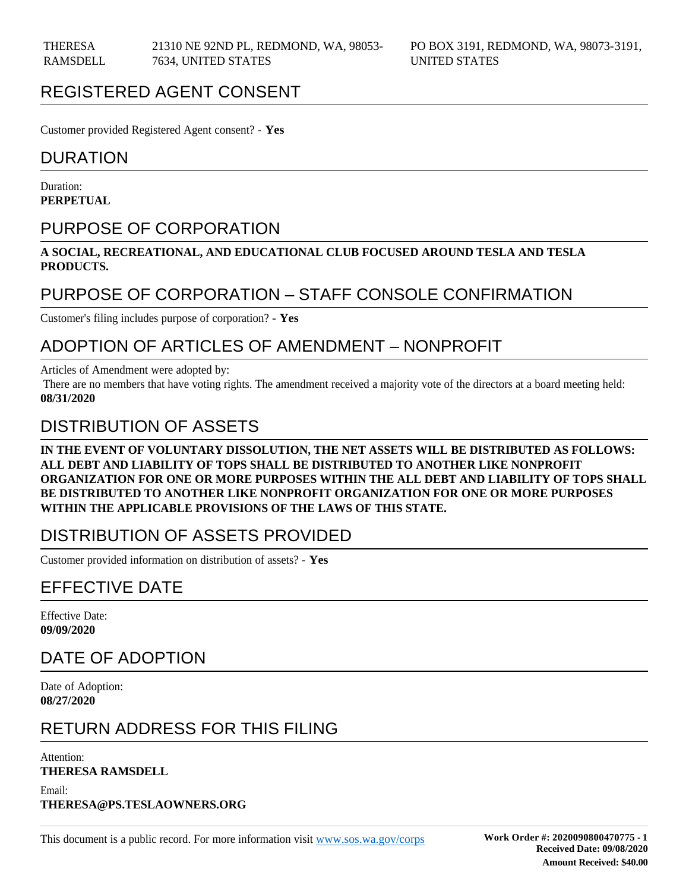| THERESA RAMSDELL | 21310 NE 92ND PL, REDMOND, WA, 98053-7634, UNITED STATES | PO BOX 3191, REDMOND, WA, 98073-3191, UNITED STATES |
| --- | --- | --- |

## REGISTERED AGENT CONSENT

Customer provided Registered Agent consent? - **Yes**

## DURATION

Duration:
**PERPETUAL**

## PURPOSE OF CORPORATION

**A SOCIAL, RECREATIONAL, AND EDUCATIONAL CLUB FOCUSED AROUND TESLA AND TESLA PRODUCTS.**

## PURPOSE OF CORPORATION – STAFF CONSOLE CONFIRMATION

Customer's filing includes purpose of corporation? - **Yes**

## ADOPTION OF ARTICLES OF AMENDMENT – NONPROFIT

Articles of Amendment were adopted by:
There are no members that have voting rights. The amendment received a majority vote of the directors at a board meeting held:
**08/31/2020**

## DISTRIBUTION OF ASSETS

**IN THE EVENT OF VOLUNTARY DISSOLUTION, THE NET ASSETS WILL BE DISTRIBUTED AS FOLLOWS: ALL DEBT AND LIABILITY OF TOPS SHALL BE DISTRIBUTED TO ANOTHER LIKE NONPROFIT ORGANIZATION FOR ONE OR MORE PURPOSES WITHIN THE ALL DEBT AND LIABILITY OF TOPS SHALL BE DISTRIBUTED TO ANOTHER LIKE NONPROFIT ORGANIZATION FOR ONE OR MORE PURPOSES WITHIN THE APPLICABLE PROVISIONS OF THE LAWS OF THIS STATE.**

## DISTRIBUTION OF ASSETS PROVIDED

Customer provided information on distribution of assets? - **Yes**

## EFFECTIVE DATE

Effective Date:
**09/09/2020**

## DATE OF ADOPTION

Date of Adoption:
**08/27/2020**

## RETURN ADDRESS FOR THIS FILING

Attention:
**THERESA RAMSDELL**

Email:
**THERESA@PS.TESLAOWNERS.ORG**

This document is a public record. For more information visit www.sos.wa.gov/corps

**Work Order #: 2020090800470775 - 1**
**Received Date: 09/08/2020**
**Amount Received: $40.00**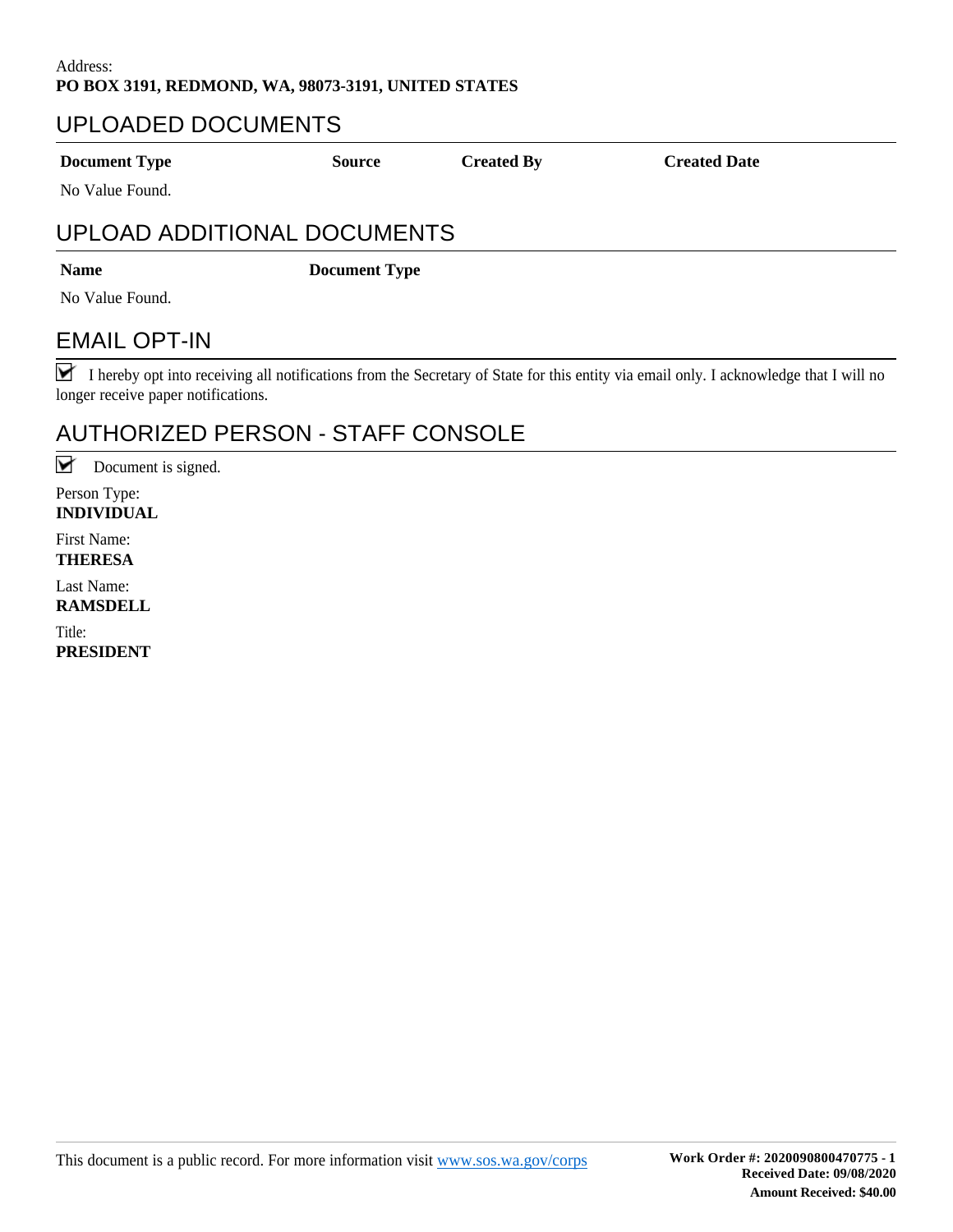Address:
**PO BOX 3191, REDMOND, WA, 98073-3191, UNITED STATES**

## UPLOADED DOCUMENTS

| Document Type | Source | Created By | Created Date |
|---|---|---|---|
| No Value Found. | | | |

## UPLOAD ADDITIONAL DOCUMENTS

| Name | Document Type |
|---|---|
| No Value Found. | |

## EMAIL OPT-IN

☑ I hereby opt into receiving all notifications from the Secretary of State for this entity via email only. I acknowledge that I will no longer receive paper notifications.

## AUTHORIZED PERSON - STAFF CONSOLE

☑ Document is signed.

Person Type:
**INDIVIDUAL**

First Name:
**THERESA**

Last Name:
**RAMSDELL**

Title:
**PRESIDENT**

This document is a public record. For more information visit www.sos.wa.gov/corps

**Work Order #: 2020090800470775 - 1**
**Received Date: 09/08/2020**
**Amount Received: $40.00**